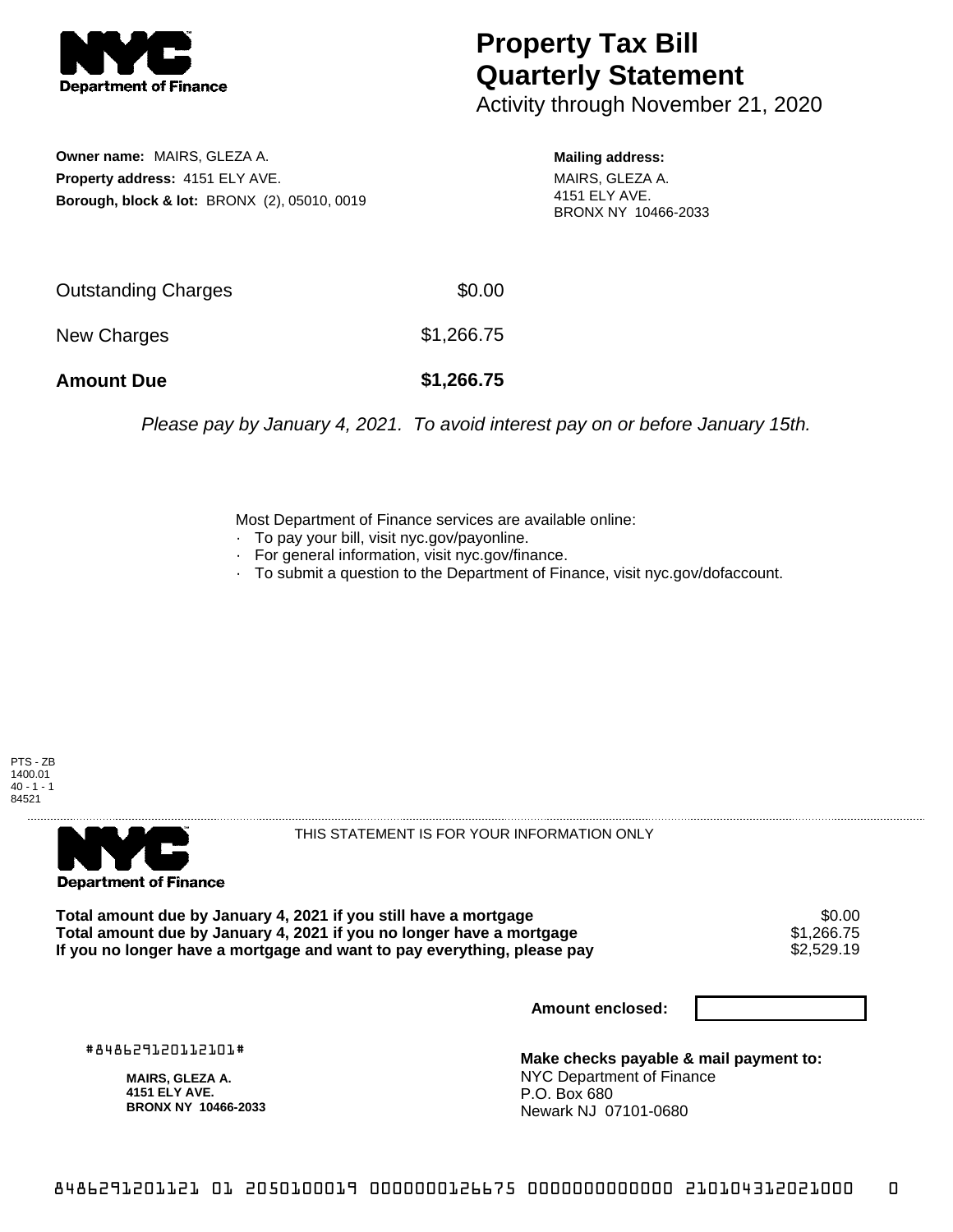# Property Tax Bill Quarterly Statement

Activity through November 21, 2020

**Owner name:** MAIRS, GLEZA A.
**Property address:** 4151 ELY AVE.
**Borough, block & lot:** BRONX (2), 05010, 0019

**Mailing address:**
MAIRS, GLEZA A.
4151 ELY AVE.
BRONX NY 10466-2033

| | |
|---|---|
| Outstanding Charges | $0.00 |
| New Charges | $1,266.75 |
| **Amount Due** | **$1,266.75** |

*Please pay by January 4, 2021. To avoid interest pay on or before January 15th.*

Most Department of Finance services are available online:
- To pay your bill, visit nyc.gov/payonline.
- For general information, visit nyc.gov/finance.
- To submit a question to the Department of Finance, visit nyc.gov/dofaccount.

PTS - ZB
1400.01
40 - 1 - 1
84521

THIS STATEMENT IS FOR YOUR INFORMATION ONLY

| | |
|---|---|
| **Total amount due by January 4, 2021 if you still have a mortgage** | $0.00 |
| **Total amount due by January 4, 2021 if you no longer have a mortgage** | $1,266.75 |
| **If you no longer have a mortgage and want to pay everything, please pay** | $2,529.19 |

**Amount enclosed:**

#848629120112101#

**MAIRS, GLEZA A.**
**4151 ELY AVE.**
**BRONX NY 10466-2033**

**Make checks payable & mail payment to:**
NYC Department of Finance
P.O. Box 680
Newark NJ 07101-0680

8486291201121 01 2050100019 0000000126675 0000000000000 210104312021000 0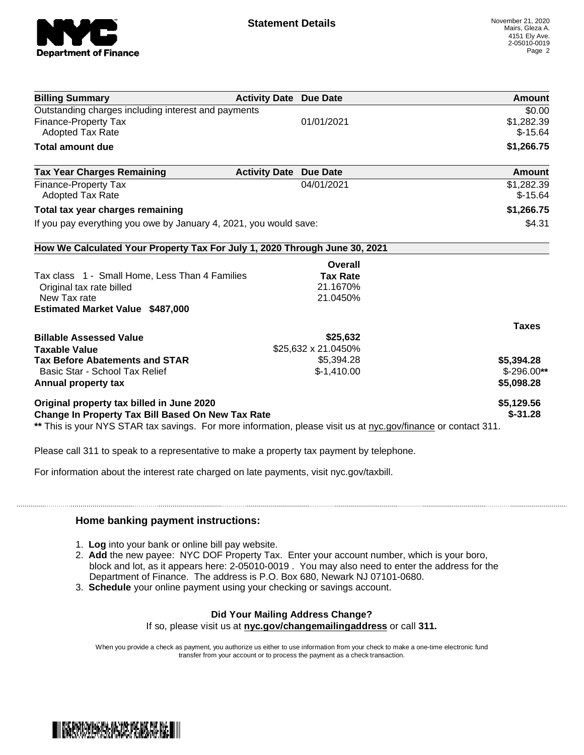**Statement Details**

November 21, 2020
Mairs, Gleza A.
4151 Ely Ave.
2-05010-0019

| Billing Summary | Activity Date | Due Date | Amount |
|---|---|---|---|
| Outstanding charges including interest and payments | | | $0.00 |
| Finance-Property Tax | | 01/01/2021 | $1,282.39 |
| Adopted Tax Rate | | | $-15.64 |
| **Total amount due** | | | **$1,266.75** |

| Tax Year Charges Remaining | Activity Date | Due Date | Amount |
|---|---|---|---|
| Finance-Property Tax | | 04/01/2021 | $1,282.39 |
| Adopted Tax Rate | | | $-15.64 |
| **Total tax year charges remaining** | | | **$1,266.75** |
| If you pay everything you owe by January 4, 2021, you would save: | | | $4.31 |

**How We Calculated Your Property Tax For July 1, 2020 Through June 30, 2021**

| | Overall Tax Rate | Taxes |
|---|---|---|
| Tax class 1 - Small Home, Less Than 4 Families | | |
| Original tax rate billed | 21.1670% | |
| New Tax rate | 21.0450% | |
| **Estimated Market Value $487,000** | | |
| **Billable Assessed Value** | **$25,632** | |
| **Taxable Value** | $25,632 x 21.0450% | |
| **Tax Before Abatements and STAR** | $5,394.28 | **$5,394.28** |
| Basic Star - School Tax Relief | $-1,410.00 | $-296.00** |
| **Annual property tax** | | **$5,098.28** |
| **Original property tax billed in June 2020** | | **$5,129.56** |
| **Change In Property Tax Bill Based On New Tax Rate** | | **$-31.28** |

** This is your NYS STAR tax savings. For more information, please visit us at nyc.gov/finance or contact 311.

Please call 311 to speak to a representative to make a property tax payment by telephone.

For information about the interest rate charged on late payments, visit nyc.gov/taxbill.

### Home banking payment instructions:

1. **Log** into your bank or online bill pay website.
2. **Add** the new payee: NYC DOF Property Tax. Enter your account number, which is your boro, block and lot, as it appears here: 2-05010-0019 . You may also need to enter the address for the Department of Finance. The address is P.O. Box 680, Newark NJ 07101-0680.
3. **Schedule** your online payment using your checking or savings account.

**Did Your Mailing Address Change?**
If so, please visit us at **nyc.gov/changemailingaddress** or call **311.**

When you provide a check as payment, you authorize us either to use information from your check to make a one-time electronic fund transfer from your account or to process the payment as a check transaction.